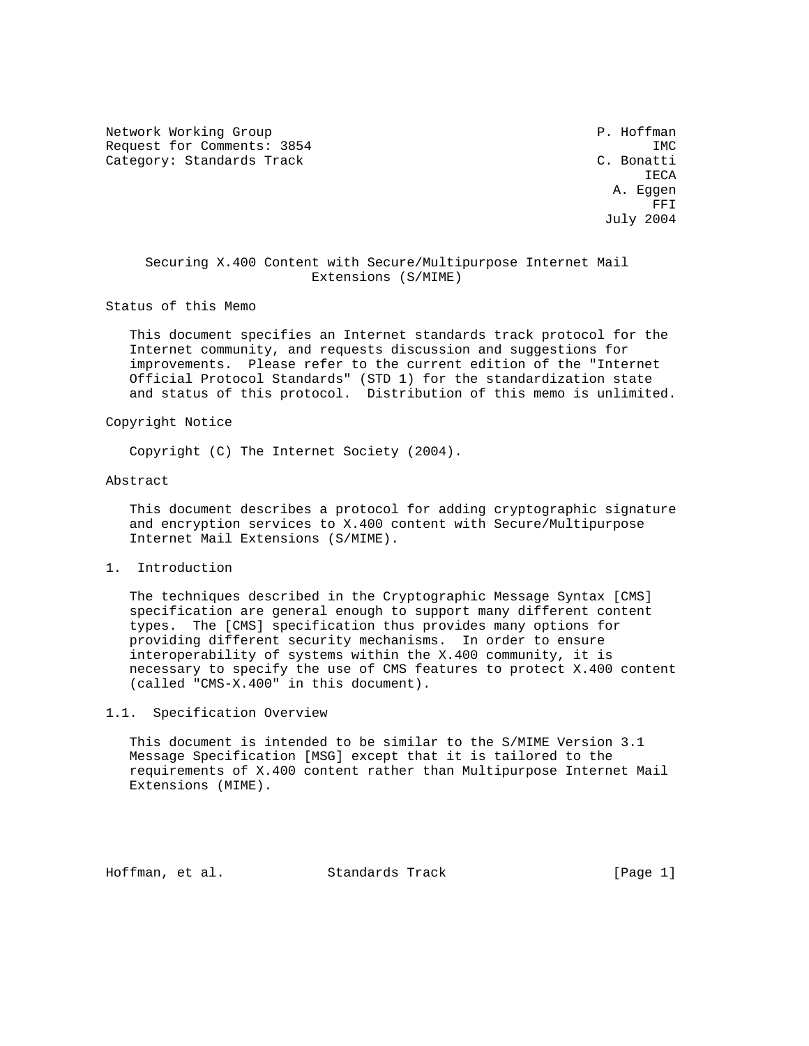Network Working Group P. Hoffman
Request for Comments: 3854 IMC
Category: Standards Track C. Bonatti
IECA
A. Eggen
FFI
July 2004

# Securing X.400 Content with Secure/Multipurpose Internet Mail Extensions (S/MIME)

## Status of this Memo

This document specifies an Internet standards track protocol for the Internet community, and requests discussion and suggestions for improvements. Please refer to the current edition of the "Internet Official Protocol Standards" (STD 1) for the standardization state and status of this protocol. Distribution of this memo is unlimited.

## Copyright Notice

Copyright (C) The Internet Society (2004).

## Abstract

This document describes a protocol for adding cryptographic signature and encryption services to X.400 content with Secure/Multipurpose Internet Mail Extensions (S/MIME).

## 1. Introduction

The techniques described in the Cryptographic Message Syntax [CMS] specification are general enough to support many different content types. The [CMS] specification thus provides many options for providing different security mechanisms. In order to ensure interoperability of systems within the X.400 community, it is necessary to specify the use of CMS features to protect X.400 content (called "CMS-X.400" in this document).

### 1.1. Specification Overview

This document is intended to be similar to the S/MIME Version 3.1 Message Specification [MSG] except that it is tailored to the requirements of X.400 content rather than Multipurpose Internet Mail Extensions (MIME).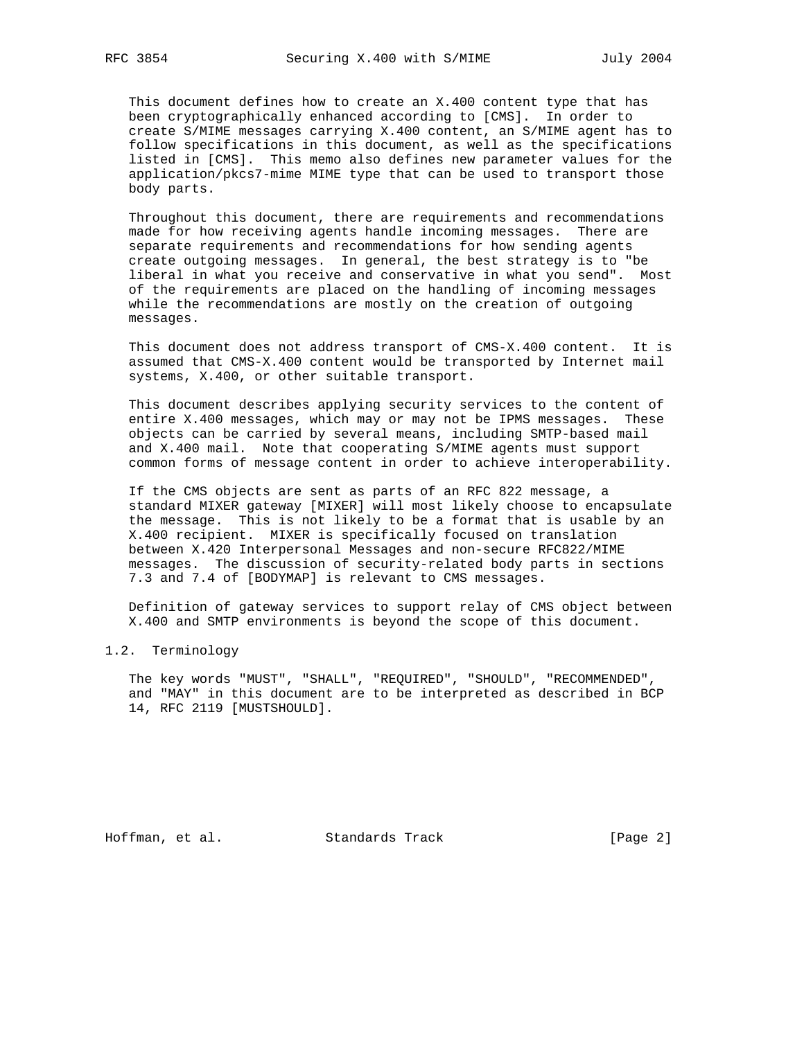This document defines how to create an X.400 content type that has been cryptographically enhanced according to [CMS]. In order to create S/MIME messages carrying X.400 content, an S/MIME agent has to follow specifications in this document, as well as the specifications listed in [CMS]. This memo also defines new parameter values for the application/pkcs7-mime MIME type that can be used to transport those body parts.

Throughout this document, there are requirements and recommendations made for how receiving agents handle incoming messages. There are separate requirements and recommendations for how sending agents create outgoing messages. In general, the best strategy is to "be liberal in what you receive and conservative in what you send". Most of the requirements are placed on the handling of incoming messages while the recommendations are mostly on the creation of outgoing messages.

This document does not address transport of CMS-X.400 content. It is assumed that CMS-X.400 content would be transported by Internet mail systems, X.400, or other suitable transport.

This document describes applying security services to the content of entire X.400 messages, which may or may not be IPMS messages. These objects can be carried by several means, including SMTP-based mail and X.400 mail. Note that cooperating S/MIME agents must support common forms of message content in order to achieve interoperability.

If the CMS objects are sent as parts of an RFC 822 message, a standard MIXER gateway [MIXER] will most likely choose to encapsulate the message. This is not likely to be a format that is usable by an X.400 recipient. MIXER is specifically focused on translation between X.420 Interpersonal Messages and non-secure RFC822/MIME messages. The discussion of security-related body parts in sections 7.3 and 7.4 of [BODYMAP] is relevant to CMS messages.

Definition of gateway services to support relay of CMS object between X.400 and SMTP environments is beyond the scope of this document.

## 1.2. Terminology

The key words "MUST", "SHALL", "REQUIRED", "SHOULD", "RECOMMENDED", and "MAY" in this document are to be interpreted as described in BCP 14, RFC 2119 [MUSTSHOULD].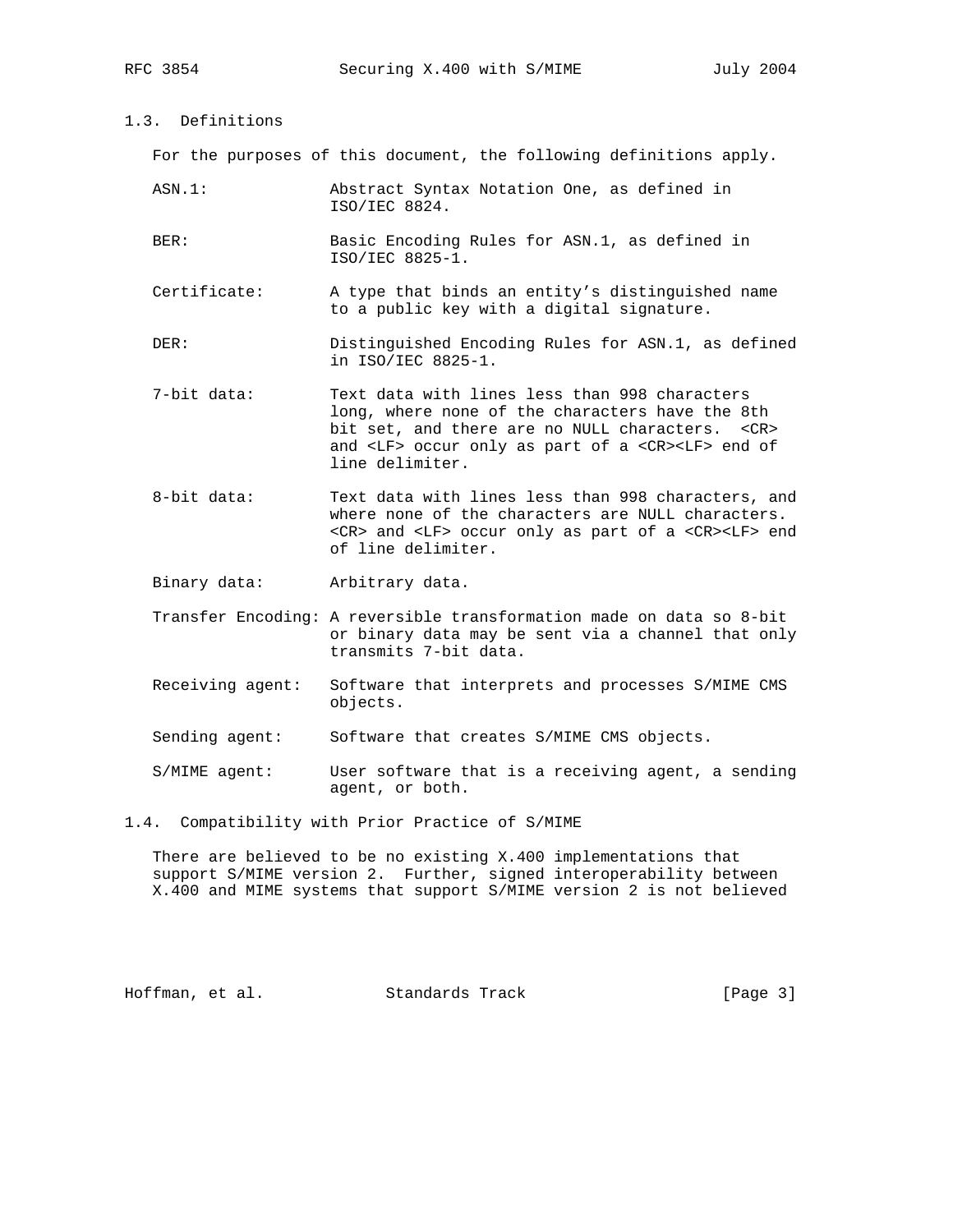## 1.3. Definitions

For the purposes of this document, the following definitions apply.

- **ASN.1:** Abstract Syntax Notation One, as defined in ISO/IEC 8824.
- **BER:** Basic Encoding Rules for ASN.1, as defined in ISO/IEC 8825-1.
- **Certificate:** A type that binds an entity's distinguished name to a public key with a digital signature.
- **DER:** Distinguished Encoding Rules for ASN.1, as defined in ISO/IEC 8825-1.
- **7-bit data:** Text data with lines less than 998 characters long, where none of the characters have the 8th bit set, and there are no NULL characters. <CR> and <LF> occur only as part of a <CR><LF> end of line delimiter.
- **8-bit data:** Text data with lines less than 998 characters, and where none of the characters are NULL characters. <CR> and <LF> occur only as part of a <CR><LF> end of line delimiter.
- **Binary data:** Arbitrary data.
- **Transfer Encoding:** A reversible transformation made on data so 8-bit or binary data may be sent via a channel that only transmits 7-bit data.
- **Receiving agent:** Software that interprets and processes S/MIME CMS objects.
- **Sending agent:** Software that creates S/MIME CMS objects.
- **S/MIME agent:** User software that is a receiving agent, a sending agent, or both.

## 1.4. Compatibility with Prior Practice of S/MIME

There are believed to be no existing X.400 implementations that support S/MIME version 2. Further, signed interoperability between X.400 and MIME systems that support S/MIME version 2 is not believed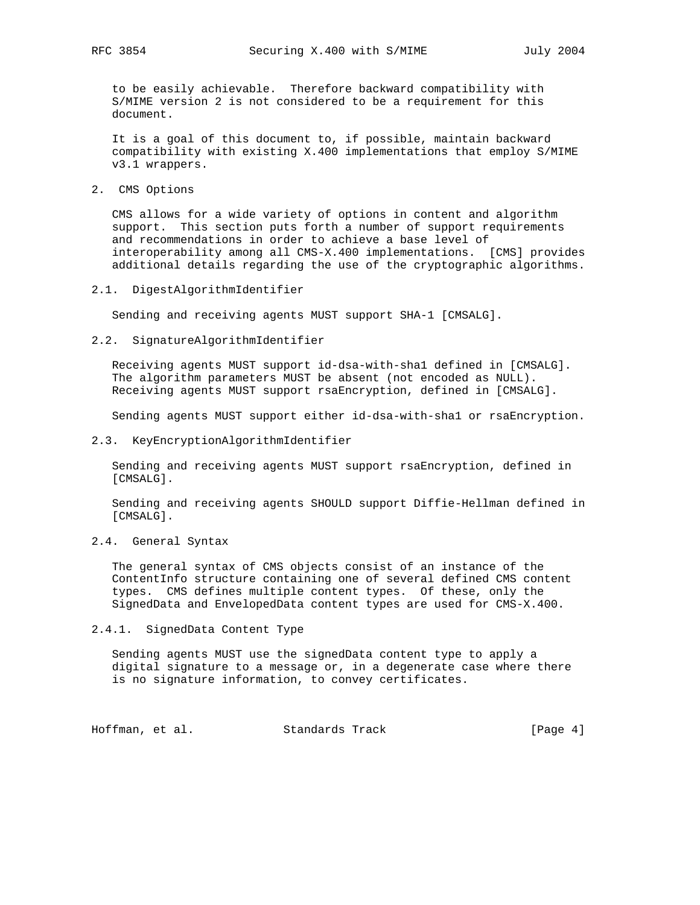to be easily achievable. Therefore backward compatibility with S/MIME version 2 is not considered to be a requirement for this document.

It is a goal of this document to, if possible, maintain backward compatibility with existing X.400 implementations that employ S/MIME v3.1 wrappers.

## 2. CMS Options

CMS allows for a wide variety of options in content and algorithm support. This section puts forth a number of support requirements and recommendations in order to achieve a base level of interoperability among all CMS-X.400 implementations. [CMS] provides additional details regarding the use of the cryptographic algorithms.

### 2.1. DigestAlgorithmIdentifier

Sending and receiving agents MUST support SHA-1 [CMSALG].

### 2.2. SignatureAlgorithmIdentifier

Receiving agents MUST support id-dsa-with-sha1 defined in [CMSALG]. The algorithm parameters MUST be absent (not encoded as NULL). Receiving agents MUST support rsaEncryption, defined in [CMSALG].

Sending agents MUST support either id-dsa-with-sha1 or rsaEncryption.

### 2.3. KeyEncryptionAlgorithmIdentifier

Sending and receiving agents MUST support rsaEncryption, defined in [CMSALG].

Sending and receiving agents SHOULD support Diffie-Hellman defined in [CMSALG].

### 2.4. General Syntax

The general syntax of CMS objects consist of an instance of the ContentInfo structure containing one of several defined CMS content types. CMS defines multiple content types. Of these, only the SignedData and EnvelopedData content types are used for CMS-X.400.

#### 2.4.1. SignedData Content Type

Sending agents MUST use the signedData content type to apply a digital signature to a message or, in a degenerate case where there is no signature information, to convey certificates.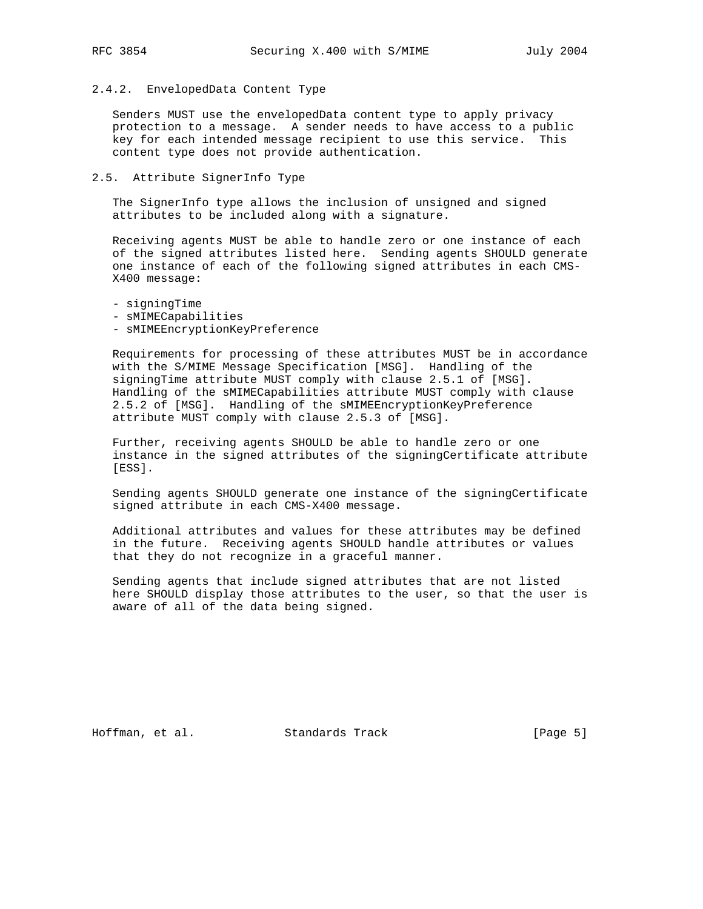### 2.4.2. EnvelopedData Content Type

Senders MUST use the envelopedData content type to apply privacy protection to a message. A sender needs to have access to a public key for each intended message recipient to use this service. This content type does not provide authentication.

## 2.5. Attribute SignerInfo Type

The SignerInfo type allows the inclusion of unsigned and signed attributes to be included along with a signature.

Receiving agents MUST be able to handle zero or one instance of each of the signed attributes listed here. Sending agents SHOULD generate one instance of each of the following signed attributes in each CMS-X400 message:

- signingTime
- sMIMECapabilities
- sMIMEEncryptionKeyPreference

Requirements for processing of these attributes MUST be in accordance with the S/MIME Message Specification [MSG]. Handling of the signingTime attribute MUST comply with clause 2.5.1 of [MSG]. Handling of the sMIMECapabilities attribute MUST comply with clause 2.5.2 of [MSG]. Handling of the sMIMEEncryptionKeyPreference attribute MUST comply with clause 2.5.3 of [MSG].

Further, receiving agents SHOULD be able to handle zero or one instance in the signed attributes of the signingCertificate attribute [ESS].

Sending agents SHOULD generate one instance of the signingCertificate signed attribute in each CMS-X400 message.

Additional attributes and values for these attributes may be defined in the future. Receiving agents SHOULD handle attributes or values that they do not recognize in a graceful manner.

Sending agents that include signed attributes that are not listed here SHOULD display those attributes to the user, so that the user is aware of all of the data being signed.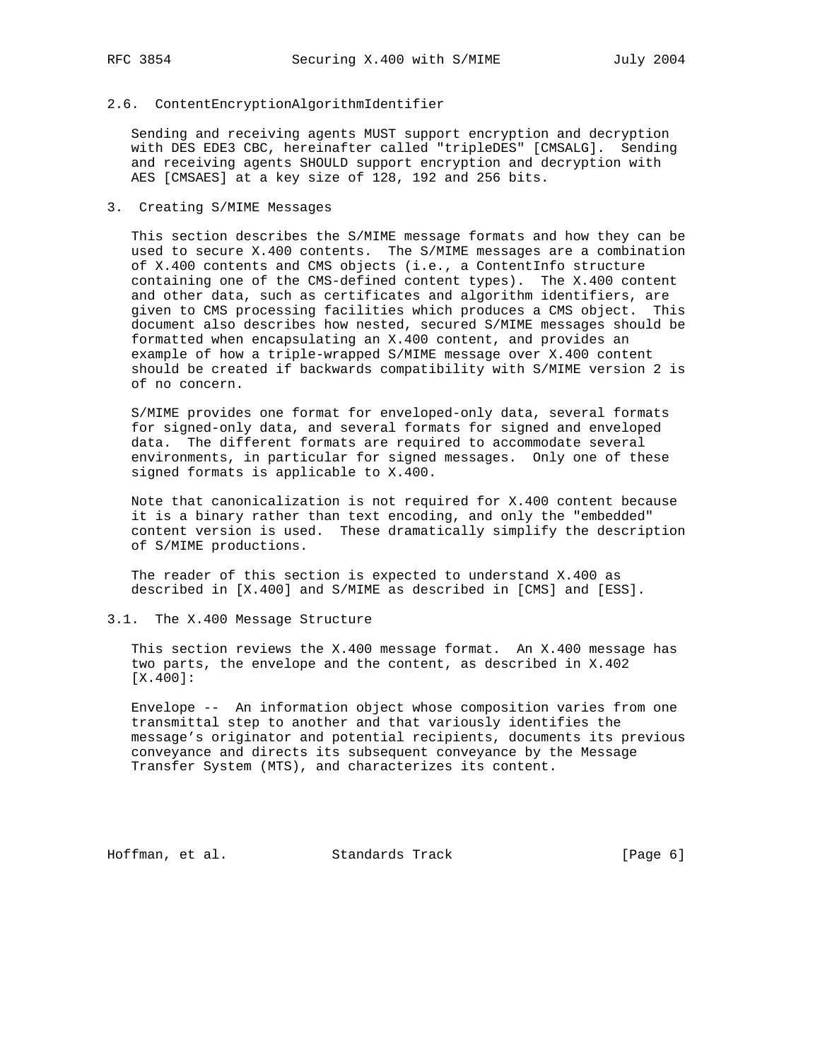### 2.6. ContentEncryptionAlgorithmIdentifier

Sending and receiving agents MUST support encryption and decryption with DES EDE3 CBC, hereinafter called "tripleDES" [CMSALG]. Sending and receiving agents SHOULD support encryption and decryption with AES [CMSAES] at a key size of 128, 192 and 256 bits.

## 3. Creating S/MIME Messages

This section describes the S/MIME message formats and how they can be used to secure X.400 contents. The S/MIME messages are a combination of X.400 contents and CMS objects (i.e., a ContentInfo structure containing one of the CMS-defined content types). The X.400 content and other data, such as certificates and algorithm identifiers, are given to CMS processing facilities which produces a CMS object. This document also describes how nested, secured S/MIME messages should be formatted when encapsulating an X.400 content, and provides an example of how a triple-wrapped S/MIME message over X.400 content should be created if backwards compatibility with S/MIME version 2 is of no concern.

S/MIME provides one format for enveloped-only data, several formats for signed-only data, and several formats for signed and enveloped data. The different formats are required to accommodate several environments, in particular for signed messages. Only one of these signed formats is applicable to X.400.

Note that canonicalization is not required for X.400 content because it is a binary rather than text encoding, and only the "embedded" content version is used. These dramatically simplify the description of S/MIME productions.

The reader of this section is expected to understand X.400 as described in [X.400] and S/MIME as described in [CMS] and [ESS].

### 3.1. The X.400 Message Structure

This section reviews the X.400 message format. An X.400 message has two parts, the envelope and the content, as described in X.402 [X.400]:

Envelope -- An information object whose composition varies from one transmittal step to another and that variously identifies the message's originator and potential recipients, documents its previous conveyance and directs its subsequent conveyance by the Message Transfer System (MTS), and characterizes its content.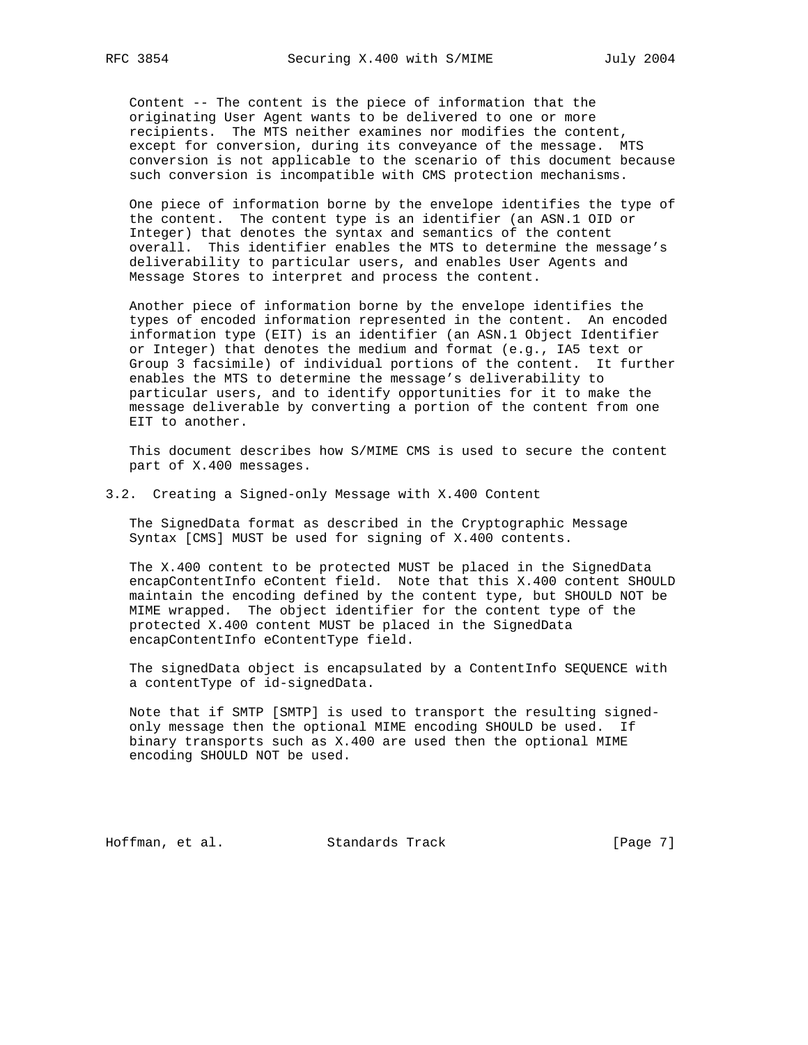Content -- The content is the piece of information that the originating User Agent wants to be delivered to one or more recipients. The MTS neither examines nor modifies the content, except for conversion, during its conveyance of the message. MTS conversion is not applicable to the scenario of this document because such conversion is incompatible with CMS protection mechanisms.

One piece of information borne by the envelope identifies the type of the content. The content type is an identifier (an ASN.1 OID or Integer) that denotes the syntax and semantics of the content overall. This identifier enables the MTS to determine the message's deliverability to particular users, and enables User Agents and Message Stores to interpret and process the content.

Another piece of information borne by the envelope identifies the types of encoded information represented in the content. An encoded information type (EIT) is an identifier (an ASN.1 Object Identifier or Integer) that denotes the medium and format (e.g., IA5 text or Group 3 facsimile) of individual portions of the content. It further enables the MTS to determine the message's deliverability to particular users, and to identify opportunities for it to make the message deliverable by converting a portion of the content from one EIT to another.

This document describes how S/MIME CMS is used to secure the content part of X.400 messages.

### 3.2. Creating a Signed-only Message with X.400 Content

The SignedData format as described in the Cryptographic Message Syntax [CMS] MUST be used for signing of X.400 contents.

The X.400 content to be protected MUST be placed in the SignedData encapContentInfo eContent field. Note that this X.400 content SHOULD maintain the encoding defined by the content type, but SHOULD NOT be MIME wrapped. The object identifier for the content type of the protected X.400 content MUST be placed in the SignedData encapContentInfo eContentType field.

The signedData object is encapsulated by a ContentInfo SEQUENCE with a contentType of id-signedData.

Note that if SMTP [SMTP] is used to transport the resulting signed-only message then the optional MIME encoding SHOULD be used. If binary transports such as X.400 are used then the optional MIME encoding SHOULD NOT be used.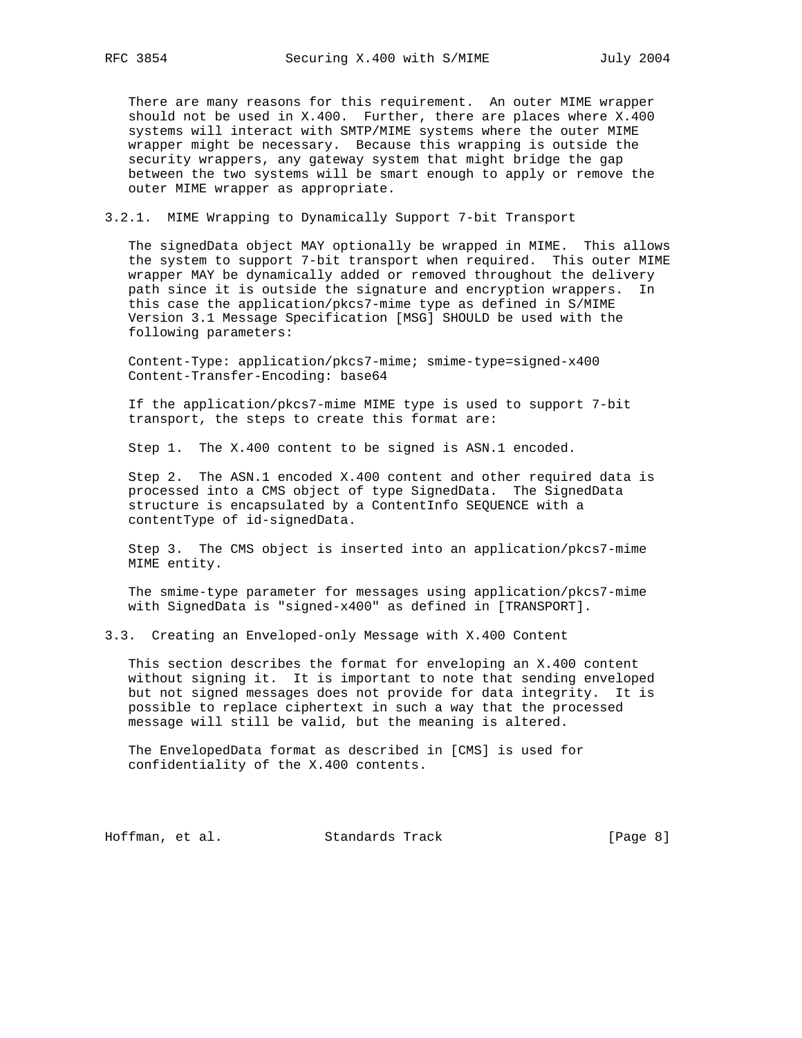There are many reasons for this requirement. An outer MIME wrapper should not be used in X.400. Further, there are places where X.400 systems will interact with SMTP/MIME systems where the outer MIME wrapper might be necessary. Because this wrapping is outside the security wrappers, any gateway system that might bridge the gap between the two systems will be smart enough to apply or remove the outer MIME wrapper as appropriate.

### 3.2.1. MIME Wrapping to Dynamically Support 7-bit Transport

The signedData object MAY optionally be wrapped in MIME. This allows the system to support 7-bit transport when required. This outer MIME wrapper MAY be dynamically added or removed throughout the delivery path since it is outside the signature and encryption wrappers. In this case the application/pkcs7-mime type as defined in S/MIME Version 3.1 Message Specification [MSG] SHOULD be used with the following parameters:

```
Content-Type: application/pkcs7-mime; smime-type=signed-x400
Content-Transfer-Encoding: base64
```

If the application/pkcs7-mime MIME type is used to support 7-bit transport, the steps to create this format are:

Step 1. The X.400 content to be signed is ASN.1 encoded.

Step 2. The ASN.1 encoded X.400 content and other required data is processed into a CMS object of type SignedData. The SignedData structure is encapsulated by a ContentInfo SEQUENCE with a contentType of id-signedData.

Step 3. The CMS object is inserted into an application/pkcs7-mime MIME entity.

The smime-type parameter for messages using application/pkcs7-mime with SignedData is "signed-x400" as defined in [TRANSPORT].

## 3.3. Creating an Enveloped-only Message with X.400 Content

This section describes the format for enveloping an X.400 content without signing it. It is important to note that sending enveloped but not signed messages does not provide for data integrity. It is possible to replace ciphertext in such a way that the processed message will still be valid, but the meaning is altered.

The EnvelopedData format as described in [CMS] is used for confidentiality of the X.400 contents.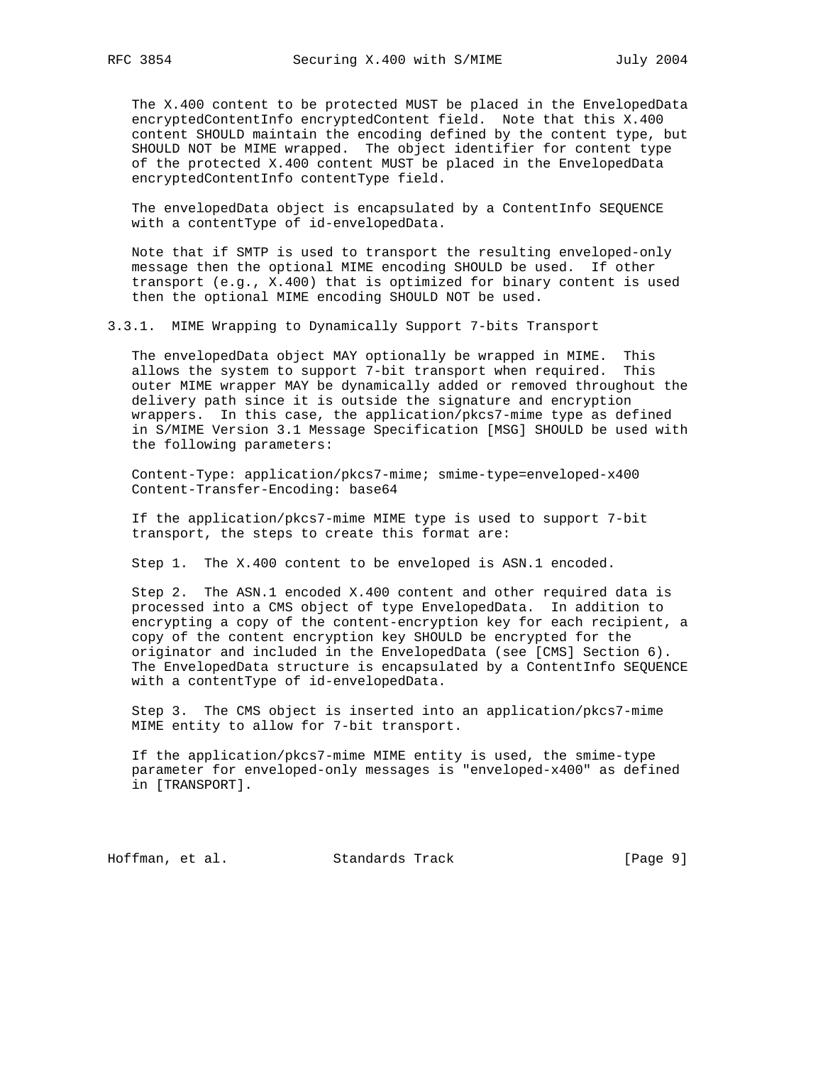The X.400 content to be protected MUST be placed in the EnvelopedData encryptedContentInfo encryptedContent field. Note that this X.400 content SHOULD maintain the encoding defined by the content type, but SHOULD NOT be MIME wrapped. The object identifier for content type of the protected X.400 content MUST be placed in the EnvelopedData encryptedContentInfo contentType field.

The envelopedData object is encapsulated by a ContentInfo SEQUENCE with a contentType of id-envelopedData.

Note that if SMTP is used to transport the resulting enveloped-only message then the optional MIME encoding SHOULD be used. If other transport (e.g., X.400) that is optimized for binary content is used then the optional MIME encoding SHOULD NOT be used.

### 3.3.1. MIME Wrapping to Dynamically Support 7-bits Transport

The envelopedData object MAY optionally be wrapped in MIME. This allows the system to support 7-bit transport when required. This outer MIME wrapper MAY be dynamically added or removed throughout the delivery path since it is outside the signature and encryption wrappers. In this case, the application/pkcs7-mime type as defined in S/MIME Version 3.1 Message Specification [MSG] SHOULD be used with the following parameters:

```
Content-Type: application/pkcs7-mime; smime-type=enveloped-x400
Content-Transfer-Encoding: base64
```

If the application/pkcs7-mime MIME type is used to support 7-bit transport, the steps to create this format are:

Step 1. The X.400 content to be enveloped is ASN.1 encoded.

Step 2. The ASN.1 encoded X.400 content and other required data is processed into a CMS object of type EnvelopedData. In addition to encrypting a copy of the content-encryption key for each recipient, a copy of the content encryption key SHOULD be encrypted for the originator and included in the EnvelopedData (see [CMS] Section 6). The EnvelopedData structure is encapsulated by a ContentInfo SEQUENCE with a contentType of id-envelopedData.

Step 3. The CMS object is inserted into an application/pkcs7-mime MIME entity to allow for 7-bit transport.

If the application/pkcs7-mime MIME entity is used, the smime-type parameter for enveloped-only messages is "enveloped-x400" as defined in [TRANSPORT].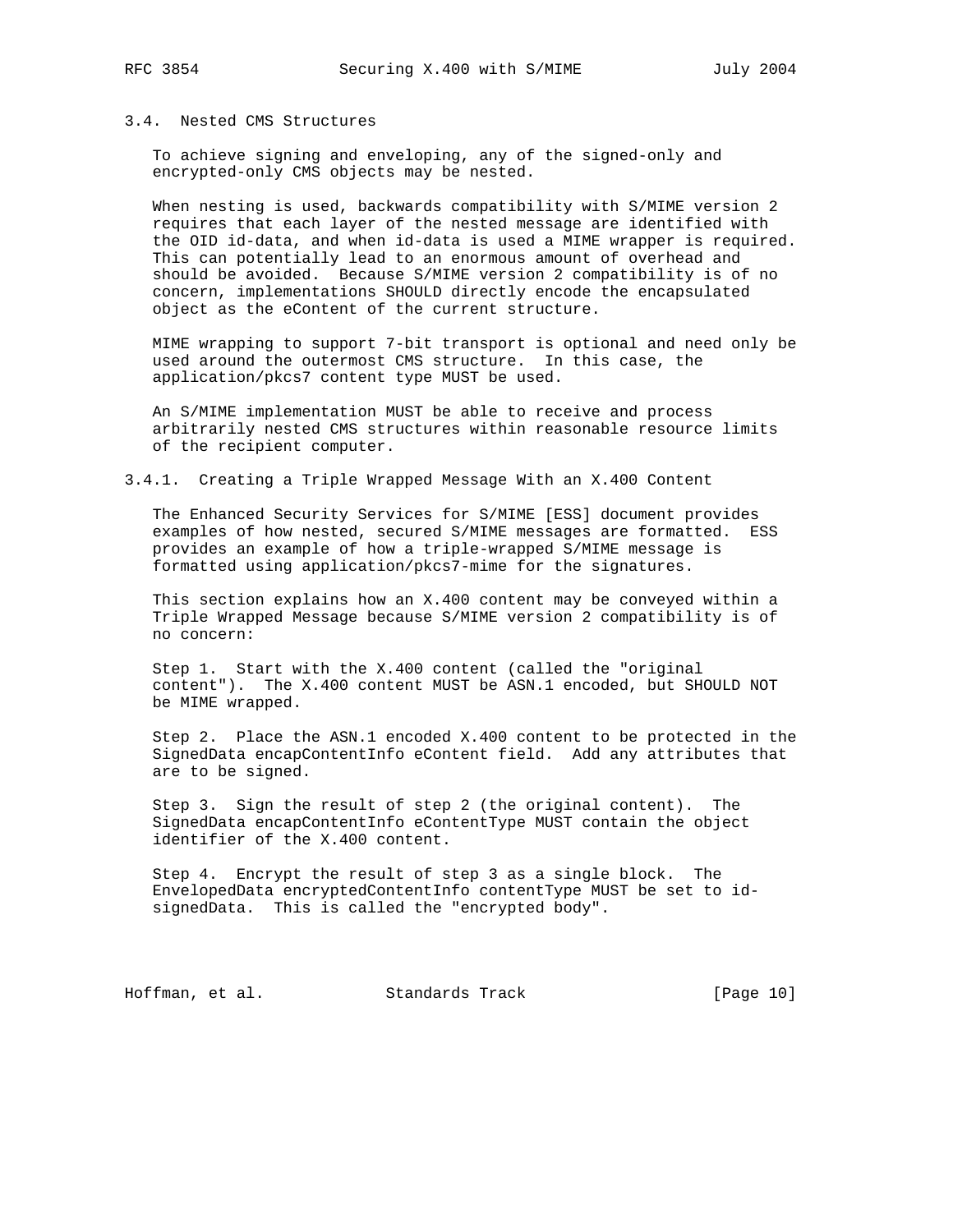### 3.4. Nested CMS Structures

To achieve signing and enveloping, any of the signed-only and encrypted-only CMS objects may be nested.

When nesting is used, backwards compatibility with S/MIME version 2 requires that each layer of the nested message are identified with the OID id-data, and when id-data is used a MIME wrapper is required. This can potentially lead to an enormous amount of overhead and should be avoided. Because S/MIME version 2 compatibility is of no concern, implementations SHOULD directly encode the encapsulated object as the eContent of the current structure.

MIME wrapping to support 7-bit transport is optional and need only be used around the outermost CMS structure. In this case, the application/pkcs7 content type MUST be used.

An S/MIME implementation MUST be able to receive and process arbitrarily nested CMS structures within reasonable resource limits of the recipient computer.

#### 3.4.1. Creating a Triple Wrapped Message With an X.400 Content

The Enhanced Security Services for S/MIME [ESS] document provides examples of how nested, secured S/MIME messages are formatted. ESS provides an example of how a triple-wrapped S/MIME message is formatted using application/pkcs7-mime for the signatures.

This section explains how an X.400 content may be conveyed within a Triple Wrapped Message because S/MIME version 2 compatibility is of no concern:

Step 1. Start with the X.400 content (called the "original content"). The X.400 content MUST be ASN.1 encoded, but SHOULD NOT be MIME wrapped.

Step 2. Place the ASN.1 encoded X.400 content to be protected in the SignedData encapContentInfo eContent field. Add any attributes that are to be signed.

Step 3. Sign the result of step 2 (the original content). The SignedData encapContentInfo eContentType MUST contain the object identifier of the X.400 content.

Step 4. Encrypt the result of step 3 as a single block. The EnvelopedData encryptedContentInfo contentType MUST be set to id-signedData. This is called the "encrypted body".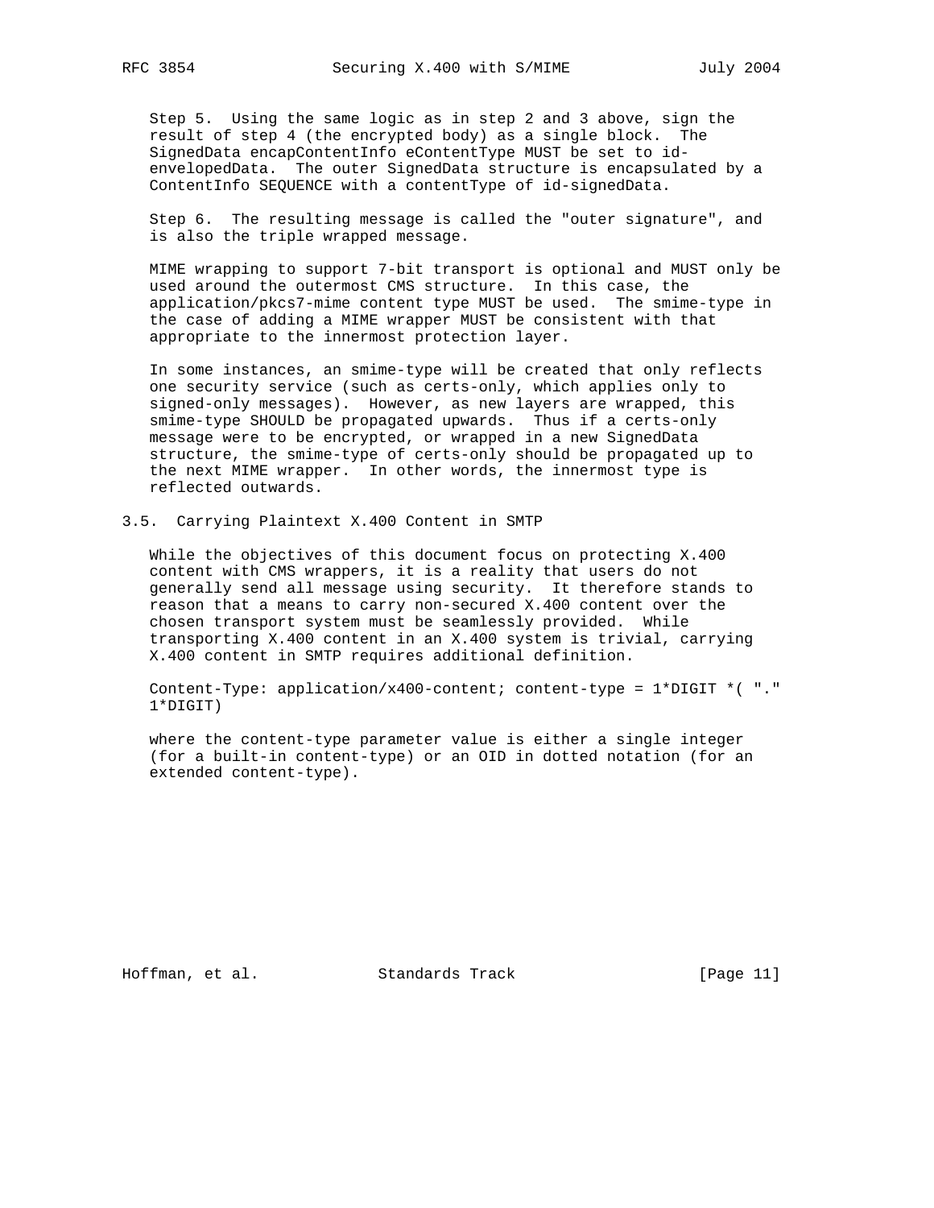Step 5. Using the same logic as in step 2 and 3 above, sign the result of step 4 (the encrypted body) as a single block. The SignedData encapContentInfo eContentType MUST be set to id-envelopedData. The outer SignedData structure is encapsulated by a ContentInfo SEQUENCE with a contentType of id-signedData.

Step 6. The resulting message is called the "outer signature", and is also the triple wrapped message.

MIME wrapping to support 7-bit transport is optional and MUST only be used around the outermost CMS structure. In this case, the application/pkcs7-mime content type MUST be used. The smime-type in the case of adding a MIME wrapper MUST be consistent with that appropriate to the innermost protection layer.

In some instances, an smime-type will be created that only reflects one security service (such as certs-only, which applies only to signed-only messages). However, as new layers are wrapped, this smime-type SHOULD be propagated upwards. Thus if a certs-only message were to be encrypted, or wrapped in a new SignedData structure, the smime-type of certs-only should be propagated up to the next MIME wrapper. In other words, the innermost type is reflected outwards.

## 3.5. Carrying Plaintext X.400 Content in SMTP

While the objectives of this document focus on protecting X.400 content with CMS wrappers, it is a reality that users do not generally send all message using security. It therefore stands to reason that a means to carry non-secured X.400 content over the chosen transport system must be seamlessly provided. While transporting X.400 content in an X.400 system is trivial, carrying X.400 content in SMTP requires additional definition.

```
Content-Type: application/x400-content; content-type = 1*DIGIT *( "."
1*DIGIT)
```

where the content-type parameter value is either a single integer (for a built-in content-type) or an OID in dotted notation (for an extended content-type).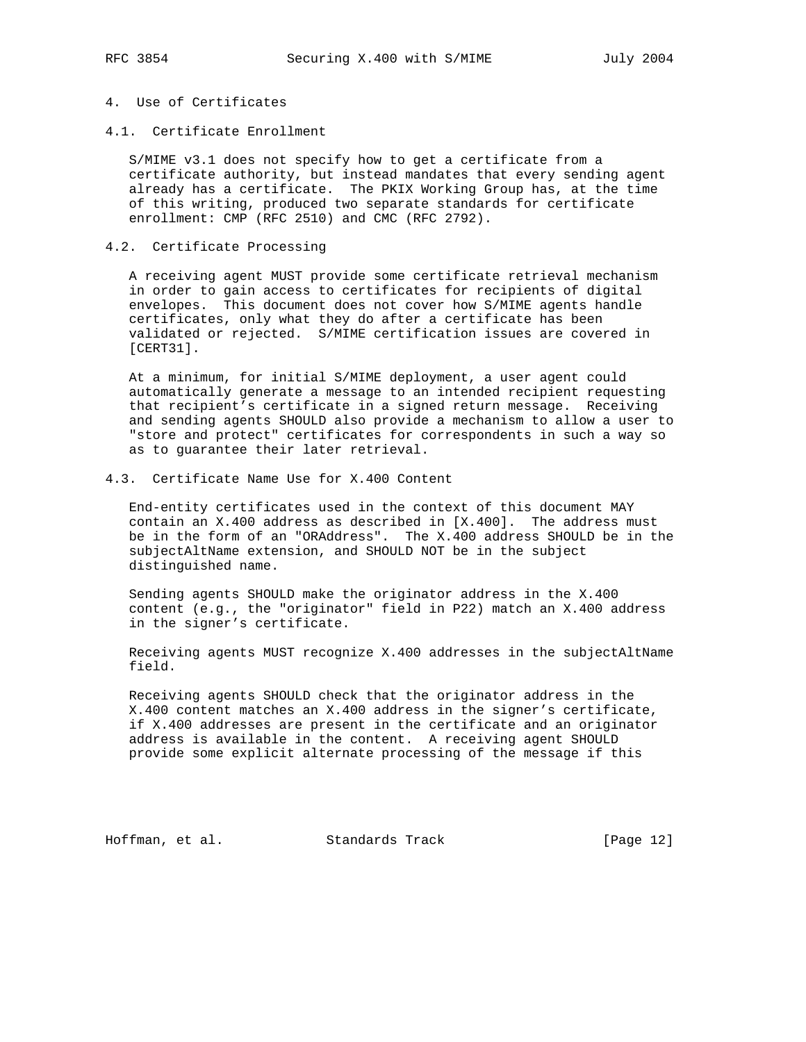## 4. Use of Certificates

### 4.1. Certificate Enrollment

S/MIME v3.1 does not specify how to get a certificate from a certificate authority, but instead mandates that every sending agent already has a certificate. The PKIX Working Group has, at the time of this writing, produced two separate standards for certificate enrollment: CMP (RFC 2510) and CMC (RFC 2792).

### 4.2. Certificate Processing

A receiving agent MUST provide some certificate retrieval mechanism in order to gain access to certificates for recipients of digital envelopes. This document does not cover how S/MIME agents handle certificates, only what they do after a certificate has been validated or rejected. S/MIME certification issues are covered in [CERT31].

At a minimum, for initial S/MIME deployment, a user agent could automatically generate a message to an intended recipient requesting that recipient's certificate in a signed return message. Receiving and sending agents SHOULD also provide a mechanism to allow a user to "store and protect" certificates for correspondents in such a way so as to guarantee their later retrieval.

### 4.3. Certificate Name Use for X.400 Content

End-entity certificates used in the context of this document MAY contain an X.400 address as described in [X.400]. The address must be in the form of an "ORAddress". The X.400 address SHOULD be in the subjectAltName extension, and SHOULD NOT be in the subject distinguished name.

Sending agents SHOULD make the originator address in the X.400 content (e.g., the "originator" field in P22) match an X.400 address in the signer's certificate.

Receiving agents MUST recognize X.400 addresses in the subjectAltName field.

Receiving agents SHOULD check that the originator address in the X.400 content matches an X.400 address in the signer's certificate, if X.400 addresses are present in the certificate and an originator address is available in the content. A receiving agent SHOULD provide some explicit alternate processing of the message if this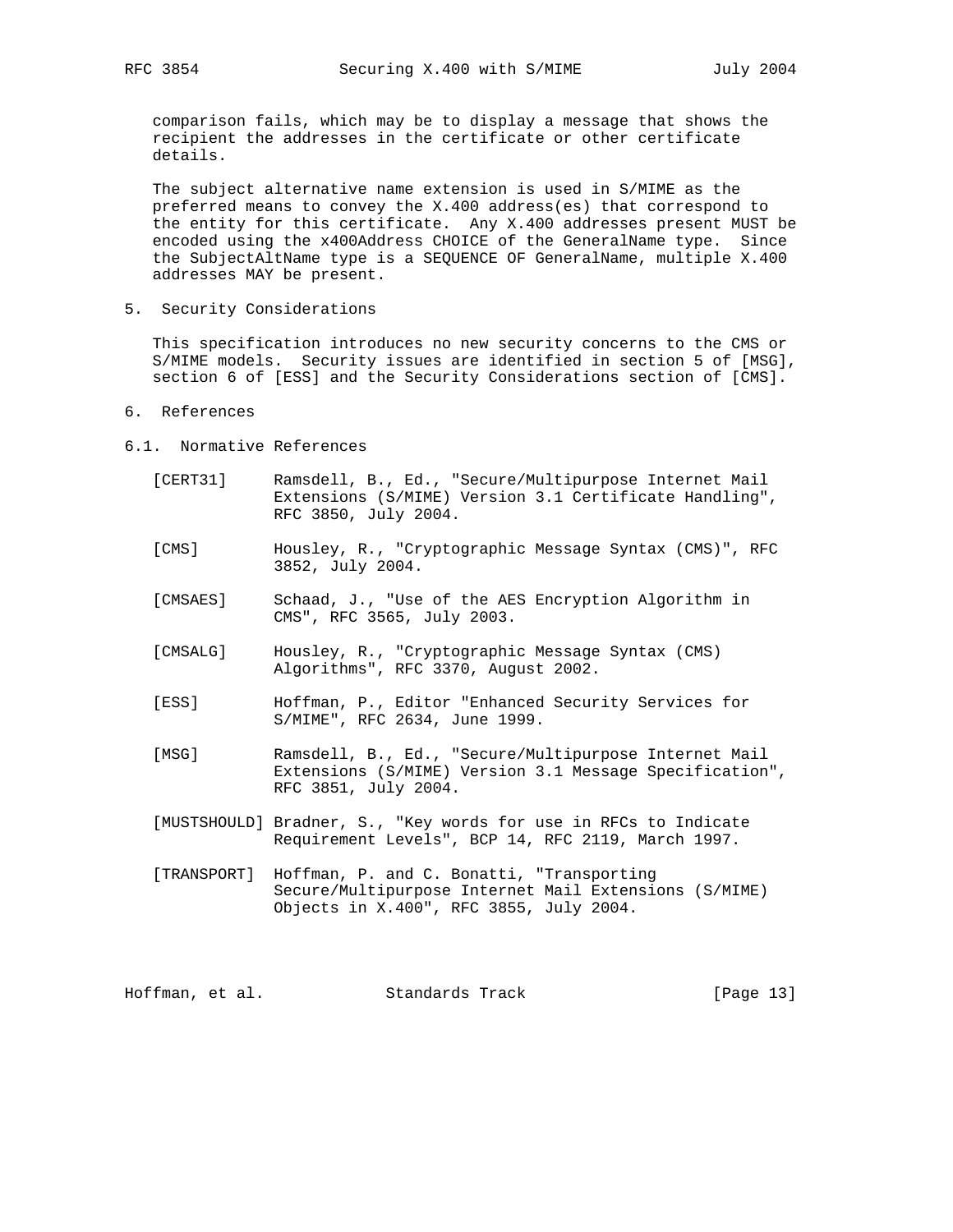comparison fails, which may be to display a message that shows the recipient the addresses in the certificate or other certificate details.

The subject alternative name extension is used in S/MIME as the preferred means to convey the X.400 address(es) that correspond to the entity for this certificate. Any X.400 addresses present MUST be encoded using the x400Address CHOICE of the GeneralName type. Since the SubjectAltName type is a SEQUENCE OF GeneralName, multiple X.400 addresses MAY be present.

## 5. Security Considerations

This specification introduces no new security concerns to the CMS or S/MIME models. Security issues are identified in section 5 of [MSG], section 6 of [ESS] and the Security Considerations section of [CMS].

## 6. References

### 6.1. Normative References

[CERT31] Ramsdell, B., Ed., "Secure/Multipurpose Internet Mail Extensions (S/MIME) Version 3.1 Certificate Handling", RFC 3850, July 2004.

[CMS] Housley, R., "Cryptographic Message Syntax (CMS)", RFC 3852, July 2004.

[CMSAES] Schaad, J., "Use of the AES Encryption Algorithm in CMS", RFC 3565, July 2003.

[CMSALG] Housley, R., "Cryptographic Message Syntax (CMS) Algorithms", RFC 3370, August 2002.

[ESS] Hoffman, P., Editor "Enhanced Security Services for S/MIME", RFC 2634, June 1999.

[MSG] Ramsdell, B., Ed., "Secure/Multipurpose Internet Mail Extensions (S/MIME) Version 3.1 Message Specification", RFC 3851, July 2004.

[MUSTSHOULD] Bradner, S., "Key words for use in RFCs to Indicate Requirement Levels", BCP 14, RFC 2119, March 1997.

[TRANSPORT] Hoffman, P. and C. Bonatti, "Transporting Secure/Multipurpose Internet Mail Extensions (S/MIME) Objects in X.400", RFC 3855, July 2004.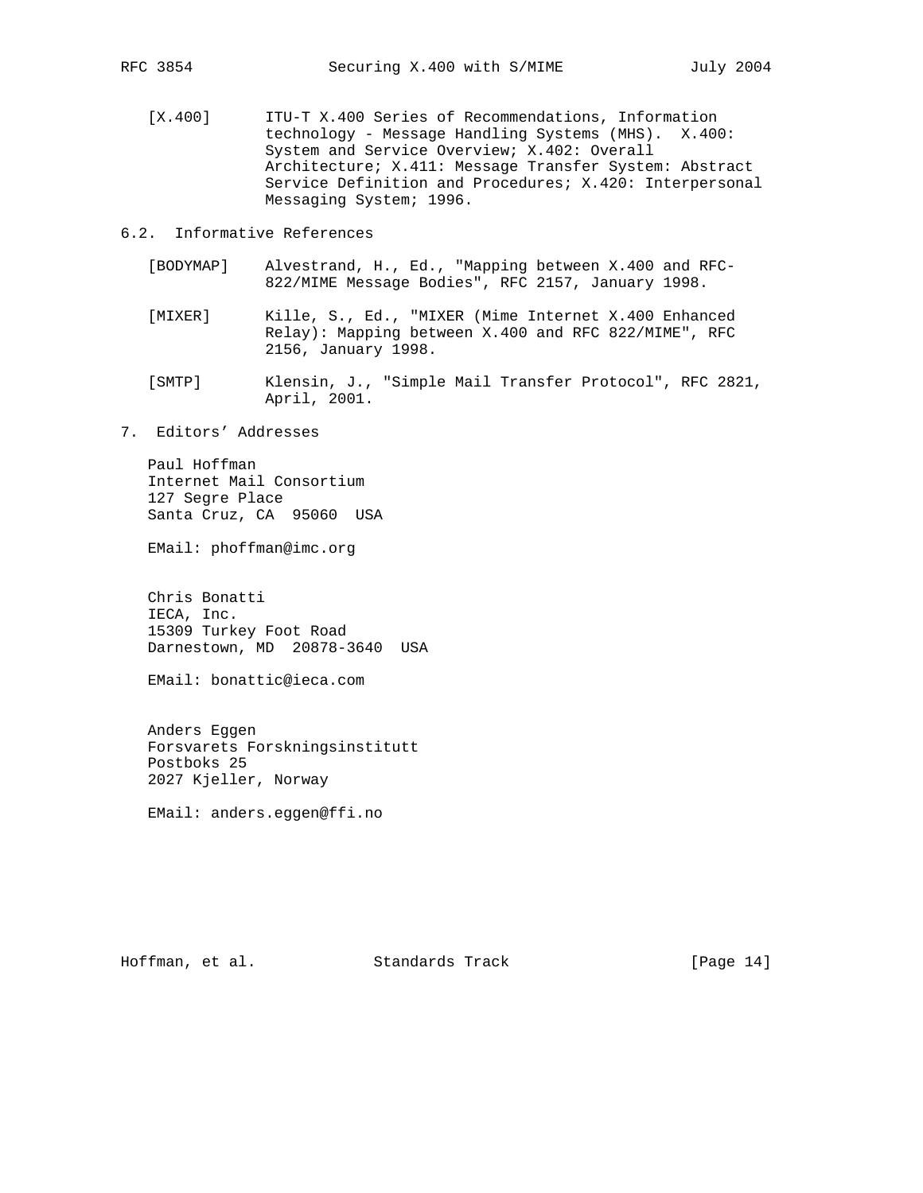[X.400] ITU-T X.400 Series of Recommendations, Information technology - Message Handling Systems (MHS). X.400: System and Service Overview; X.402: Overall Architecture; X.411: Message Transfer System: Abstract Service Definition and Procedures; X.420: Interpersonal Messaging System; 1996.

## 6.2. Informative References

[BODYMAP] Alvestrand, H., Ed., "Mapping between X.400 and RFC-822/MIME Message Bodies", RFC 2157, January 1998.

[MIXER] Kille, S., Ed., "MIXER (Mime Internet X.400 Enhanced Relay): Mapping between X.400 and RFC 822/MIME", RFC 2156, January 1998.

[SMTP] Klensin, J., "Simple Mail Transfer Protocol", RFC 2821, April, 2001.

# 7. Editors' Addresses

Paul Hoffman
Internet Mail Consortium
127 Segre Place
Santa Cruz, CA 95060 USA

EMail: phoffman@imc.org

Chris Bonatti
IECA, Inc.
15309 Turkey Foot Road
Darnestown, MD 20878-3640 USA

EMail: bonattic@ieca.com

Anders Eggen
Forsvarets Forskningsinstitutt
Postboks 25
2027 Kjeller, Norway

EMail: anders.eggen@ffi.no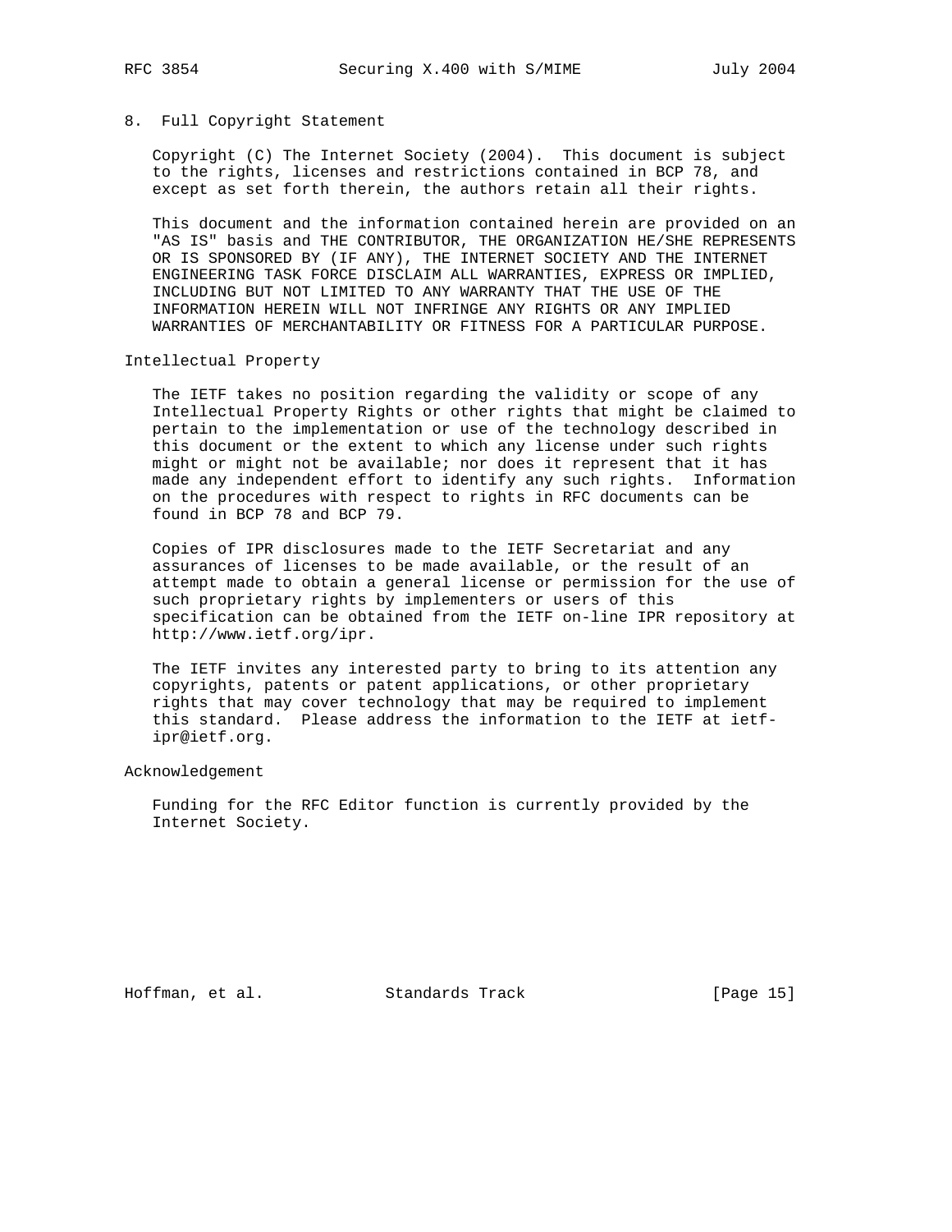## 8. Full Copyright Statement

Copyright (C) The Internet Society (2004). This document is subject to the rights, licenses and restrictions contained in BCP 78, and except as set forth therein, the authors retain all their rights.

This document and the information contained herein are provided on an "AS IS" basis and THE CONTRIBUTOR, THE ORGANIZATION HE/SHE REPRESENTS OR IS SPONSORED BY (IF ANY), THE INTERNET SOCIETY AND THE INTERNET ENGINEERING TASK FORCE DISCLAIM ALL WARRANTIES, EXPRESS OR IMPLIED, INCLUDING BUT NOT LIMITED TO ANY WARRANTY THAT THE USE OF THE INFORMATION HEREIN WILL NOT INFRINGE ANY RIGHTS OR ANY IMPLIED WARRANTIES OF MERCHANTABILITY OR FITNESS FOR A PARTICULAR PURPOSE.

## Intellectual Property

The IETF takes no position regarding the validity or scope of any Intellectual Property Rights or other rights that might be claimed to pertain to the implementation or use of the technology described in this document or the extent to which any license under such rights might or might not be available; nor does it represent that it has made any independent effort to identify any such rights. Information on the procedures with respect to rights in RFC documents can be found in BCP 78 and BCP 79.

Copies of IPR disclosures made to the IETF Secretariat and any assurances of licenses to be made available, or the result of an attempt made to obtain a general license or permission for the use of such proprietary rights by implementers or users of this specification can be obtained from the IETF on-line IPR repository at http://www.ietf.org/ipr.

The IETF invites any interested party to bring to its attention any copyrights, patents or patent applications, or other proprietary rights that may cover technology that may be required to implement this standard. Please address the information to the IETF at ietf-ipr@ietf.org.

## Acknowledgement

Funding for the RFC Editor function is currently provided by the Internet Society.